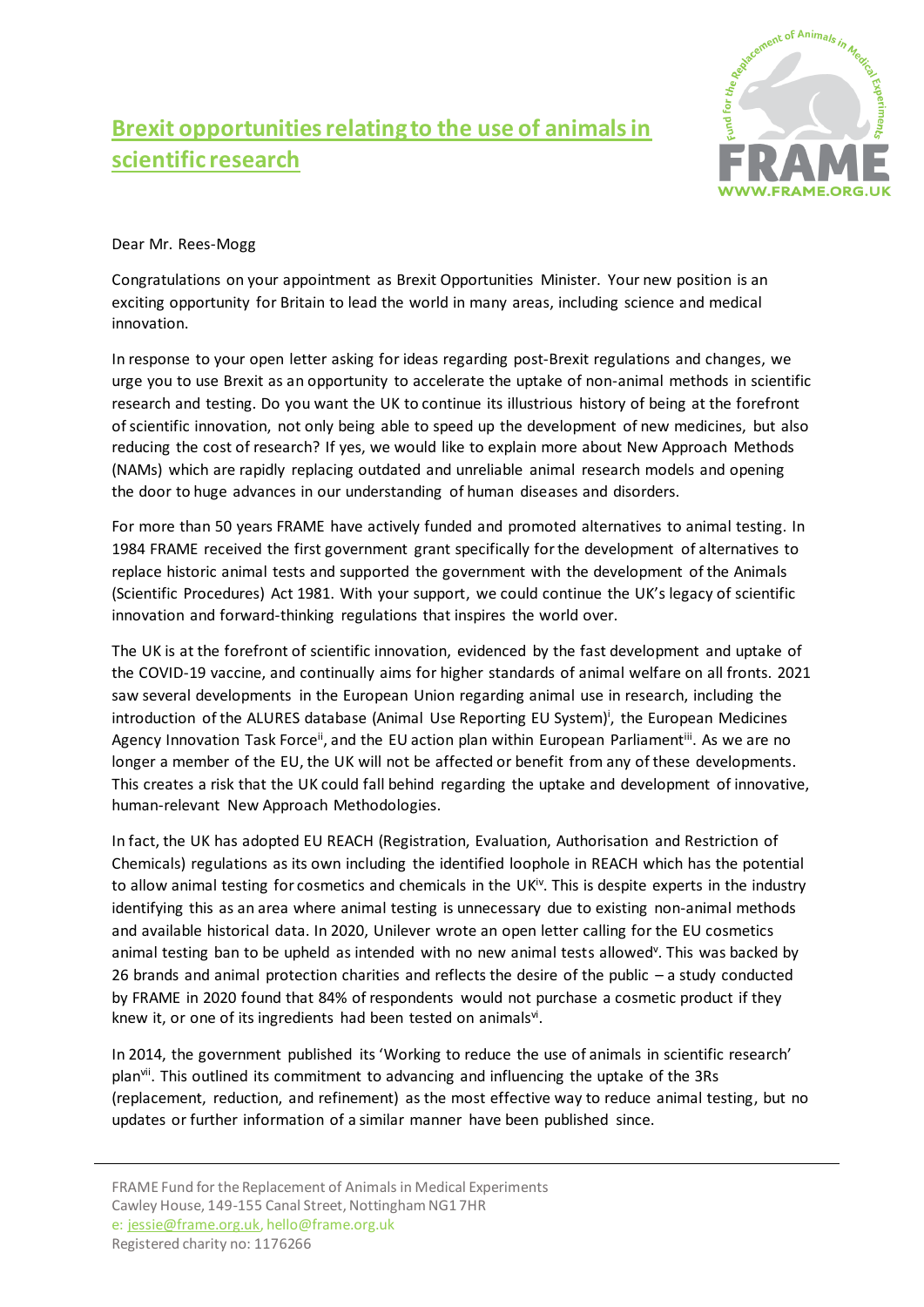# Brexit opportunities relating to the use of animals in scientific research

Dear Mr. Rees-Mogg

Congratulations on your appointment as Brexit Opportunities Minister. Your new position is an exciting opportunity for Britain to lead the world in many areas, including science and medical innovation.

In response to your open letter asking for ideas regarding post-Brexit regulations and changes, we urge you to use Brexit as an opportunity to accelerate the uptake of non-animal methods in scientific research and testing. Do you want the UK to continue its illustrious history of being at the forefront of scientific innovation, not only being able to speed up the development of new medicines, but also reducing the cost of research? If yes, we would like to explain more about New Approach Methods (NAMs) which are rapidly replacing outdated and unreliable animal research models and opening the door to huge advances in our understanding of human diseases and disorders.

For more than 50 years FRAME have actively funded and promoted alternatives to animal testing. In 1984 FRAME received the first government grant specifically for the development of alternatives to replace historic animal tests and supported the government with the development of the Animals (Scientific Procedures) Act 1981. With your support, we could continue the UK's legacy of scientific innovation and forward-thinking regulations that inspires the world over.

The UK is at the forefront of scientific innovation, evidenced by the fast development and uptake of the COVID-19 vaccine, and continually aims for higher standards of animal welfare on all fronts. 2021 saw several developments in the European Union regarding animal use in research, including the introduction of the ALURES database (Animal Use Reporting EU System)[i], the European Medicines Agency Innovation Task Force[ii], and the EU action plan within European Parliament[iii]. As we are no longer a member of the EU, the UK will not be affected or benefit from any of these developments. This creates a risk that the UK could fall behind regarding the uptake and development of innovative, human-relevant New Approach Methodologies.

In fact, the UK has adopted EU REACH (Registration, Evaluation, Authorisation and Restriction of Chemicals) regulations as its own including the identified loophole in REACH which has the potential to allow animal testing for cosmetics and chemicals in the UK[iv]. This is despite experts in the industry identifying this as an area where animal testing is unnecessary due to existing non-animal methods and available historical data. In 2020, Unilever wrote an open letter calling for the EU cosmetics animal testing ban to be upheld as intended with no new animal tests allowed[v]. This was backed by 26 brands and animal protection charities and reflects the desire of the public – a study conducted by FRAME in 2020 found that 84% of respondents would not purchase a cosmetic product if they knew it, or one of its ingredients had been tested on animals[vi].

In 2014, the government published its 'Working to reduce the use of animals in scientific research' plan[vii]. This outlined its commitment to advancing and influencing the uptake of the 3Rs (replacement, reduction, and refinement) as the most effective way to reduce animal testing, but no updates or further information of a similar manner have been published since.

FRAME Fund for the Replacement of Animals in Medical Experiments
Cawley House, 149-155 Canal Street, Nottingham NG1 7HR
e: jessie@frame.org.uk, hello@frame.org.uk
Registered charity no: 1176266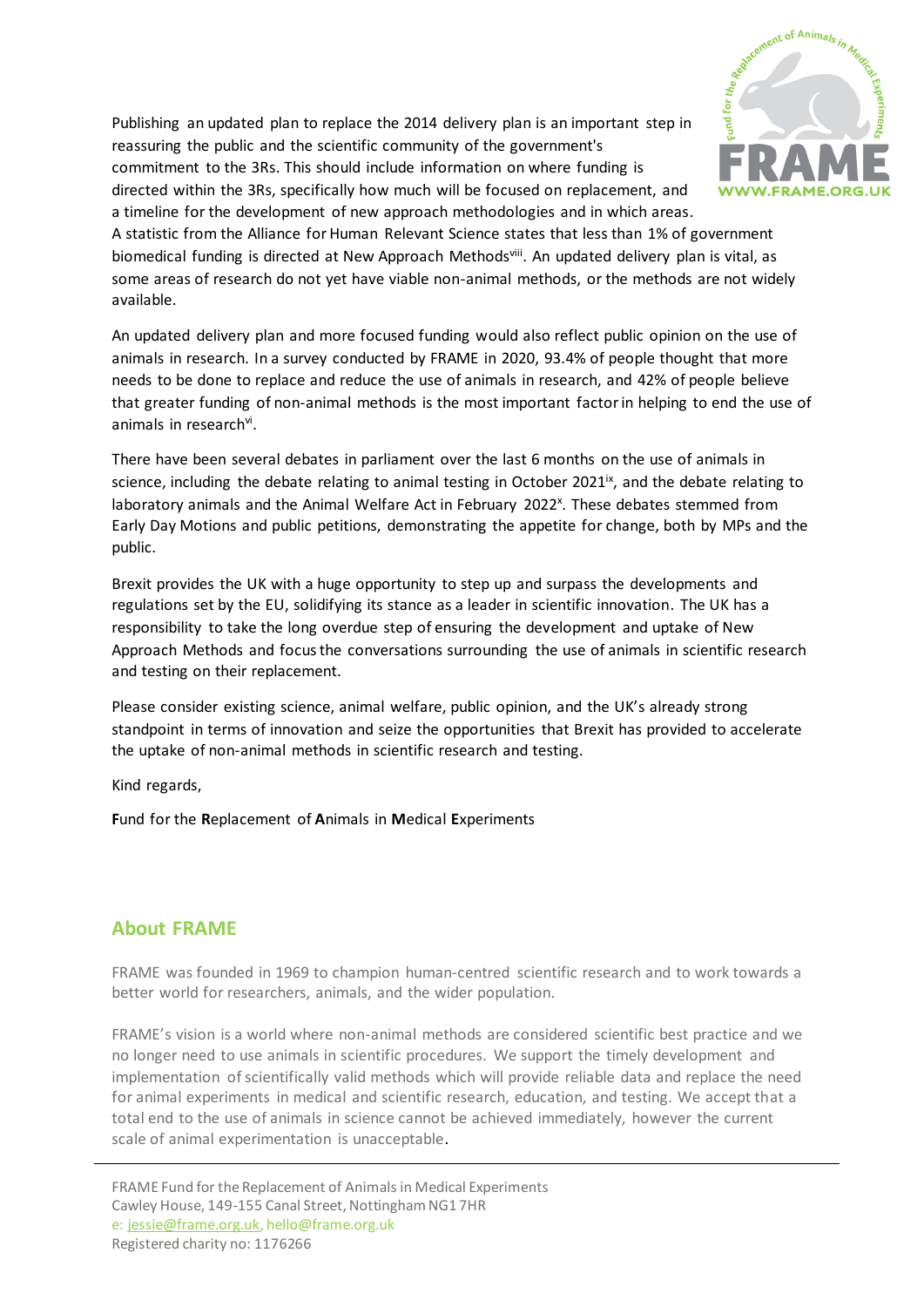Publishing an updated plan to replace the 2014 delivery plan is an important step in reassuring the public and the scientific community of the government's commitment to the 3Rs. This should include information on where funding is directed within the 3Rs, specifically how much will be focused on replacement, and a timeline for the development of new approach methodologies and in which areas. A statistic from the Alliance for Human Relevant Science states that less than 1% of government biomedical funding is directed at New Approach Methods[viii]. An updated delivery plan is vital, as some areas of research do not yet have viable non-animal methods, or the methods are not widely available.

An updated delivery plan and more focused funding would also reflect public opinion on the use of animals in research. In a survey conducted by FRAME in 2020, 93.4% of people thought that more needs to be done to replace and reduce the use of animals in research, and 42% of people believe that greater funding of non-animal methods is the most important factor in helping to end the use of animals in research[vi].

There have been several debates in parliament over the last 6 months on the use of animals in science, including the debate relating to animal testing in October 2021[ix], and the debate relating to laboratory animals and the Animal Welfare Act in February 2022[x]. These debates stemmed from Early Day Motions and public petitions, demonstrating the appetite for change, both by MPs and the public.

Brexit provides the UK with a huge opportunity to step up and surpass the developments and regulations set by the EU, solidifying its stance as a leader in scientific innovation. The UK has a responsibility to take the long overdue step of ensuring the development and uptake of New Approach Methods and focus the conversations surrounding the use of animals in scientific research and testing on their replacement.

Please consider existing science, animal welfare, public opinion, and the UK's already strong standpoint in terms of innovation and seize the opportunities that Brexit has provided to accelerate the uptake of non-animal methods in scientific research and testing.

Kind regards,

**F**und for the **R**eplacement of **A**nimals in **M**edical **E**xperiments

## About FRAME

FRAME was founded in 1969 to champion human-centred scientific research and to work towards a better world for researchers, animals, and the wider population.

FRAME's vision is a world where non-animal methods are considered scientific best practice and we no longer need to use animals in scientific procedures. We support the timely development and implementation of scientifically valid methods which will provide reliable data and replace the need for animal experiments in medical and scientific research, education, and testing. We accept that a total end to the use of animals in science cannot be achieved immediately, however the current scale of animal experimentation is unacceptable.

FRAME Fund for the Replacement of Animals in Medical Experiments
Cawley House, 149-155 Canal Street, Nottingham NG1 7HR
e: jessie@frame.org.uk, hello@frame.org.uk
Registered charity no: 1176266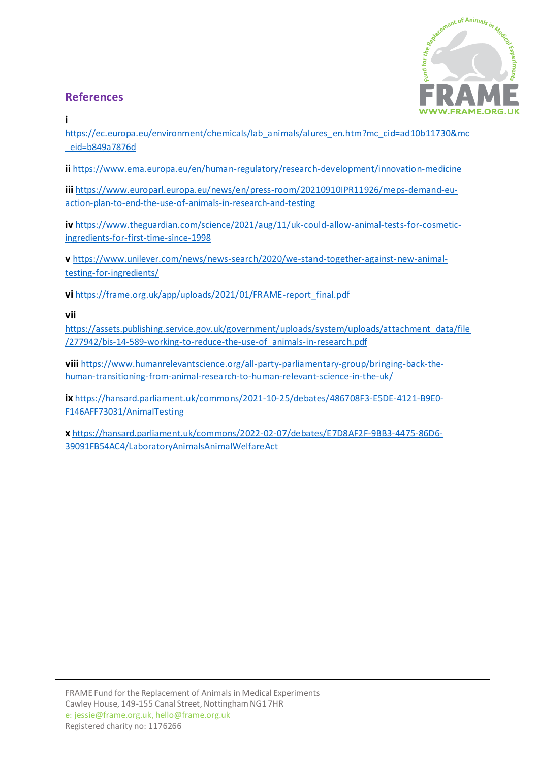## References

**i** https://ec.europa.eu/environment/chemicals/lab_animals/alures_en.htm?mc_cid=ad10b11730&mc_eid=b849a7876d

**ii** https://www.ema.europa.eu/en/human-regulatory/research-development/innovation-medicine

**iii** https://www.europarl.europa.eu/news/en/press-room/20210910IPR11926/meps-demand-eu-action-plan-to-end-the-use-of-animals-in-research-and-testing

**iv** https://www.theguardian.com/science/2021/aug/11/uk-could-allow-animal-tests-for-cosmetic-ingredients-for-first-time-since-1998

**v** https://www.unilever.com/news/news-search/2020/we-stand-together-against-new-animal-testing-for-ingredients/

**vi** https://frame.org.uk/app/uploads/2021/01/FRAME-report_final.pdf

**vii** https://assets.publishing.service.gov.uk/government/uploads/system/uploads/attachment_data/file/277942/bis-14-589-working-to-reduce-the-use-of_animals-in-research.pdf

**viii** https://www.humanrelevantscience.org/all-party-parliamentary-group/bringing-back-the-human-transitioning-from-animal-research-to-human-relevant-science-in-the-uk/

**ix** https://hansard.parliament.uk/commons/2021-10-25/debates/486708F3-E5DE-4121-B9E0-F146AFF73031/AnimalTesting

**x** https://hansard.parliament.uk/commons/2022-02-07/debates/E7D8AF2F-9BB3-4475-86D6-39091FB54AC4/LaboratoryAnimalsAnimalWelfareAct

FRAME Fund for the Replacement of Animals in Medical Experiments
Cawley House, 149-155 Canal Street, Nottingham NG1 7HR
e: jessie@frame.org.uk, hello@frame.org.uk
Registered charity no: 1176266